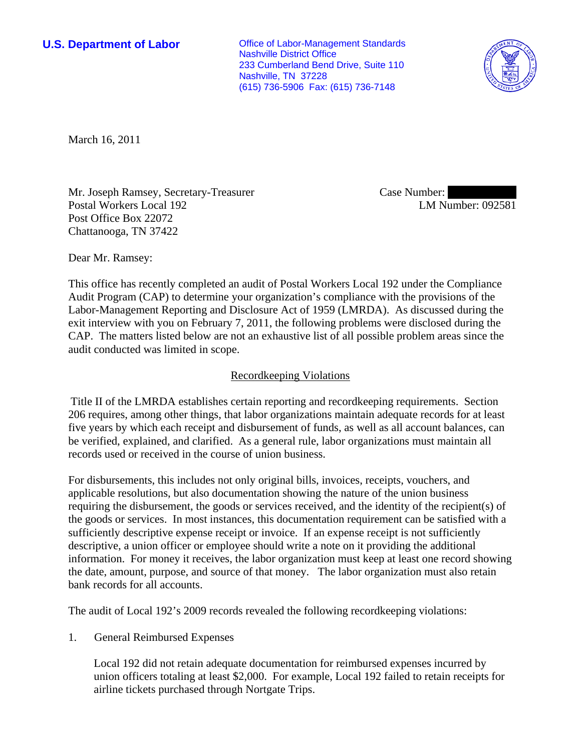**U.S. Department of Labor**

Office of Labor-Management Standards
Nashville District Office
233 Cumberland Bend Drive, Suite 110
Nashville, TN 37228
(615) 736-5906 Fax: (615) 736-7148

March 16, 2011

Mr. Joseph Ramsey, Secretary-Treasurer
Postal Workers Local 192
Post Office Box 22072
Chattanooga, TN 37422

Case Number:
LM Number: 092581

Dear Mr. Ramsey:

This office has recently completed an audit of Postal Workers Local 192 under the Compliance Audit Program (CAP) to determine your organization's compliance with the provisions of the Labor-Management Reporting and Disclosure Act of 1959 (LMRDA). As discussed during the exit interview with you on February 7, 2011, the following problems were disclosed during the CAP. The matters listed below are not an exhaustive list of all possible problem areas since the audit conducted was limited in scope.

## Recordkeeping Violations

Title II of the LMRDA establishes certain reporting and recordkeeping requirements. Section 206 requires, among other things, that labor organizations maintain adequate records for at least five years by which each receipt and disbursement of funds, as well as all account balances, can be verified, explained, and clarified. As a general rule, labor organizations must maintain all records used or received in the course of union business.

For disbursements, this includes not only original bills, invoices, receipts, vouchers, and applicable resolutions, but also documentation showing the nature of the union business requiring the disbursement, the goods or services received, and the identity of the recipient(s) of the goods or services. In most instances, this documentation requirement can be satisfied with a sufficiently descriptive expense receipt or invoice. If an expense receipt is not sufficiently descriptive, a union officer or employee should write a note on it providing the additional information. For money it receives, the labor organization must keep at least one record showing the date, amount, purpose, and source of that money. The labor organization must also retain bank records for all accounts.

The audit of Local 192's 2009 records revealed the following recordkeeping violations:

1. General Reimbursed Expenses

   Local 192 did not retain adequate documentation for reimbursed expenses incurred by union officers totaling at least $2,000. For example, Local 192 failed to retain receipts for airline tickets purchased through Nortgate Trips.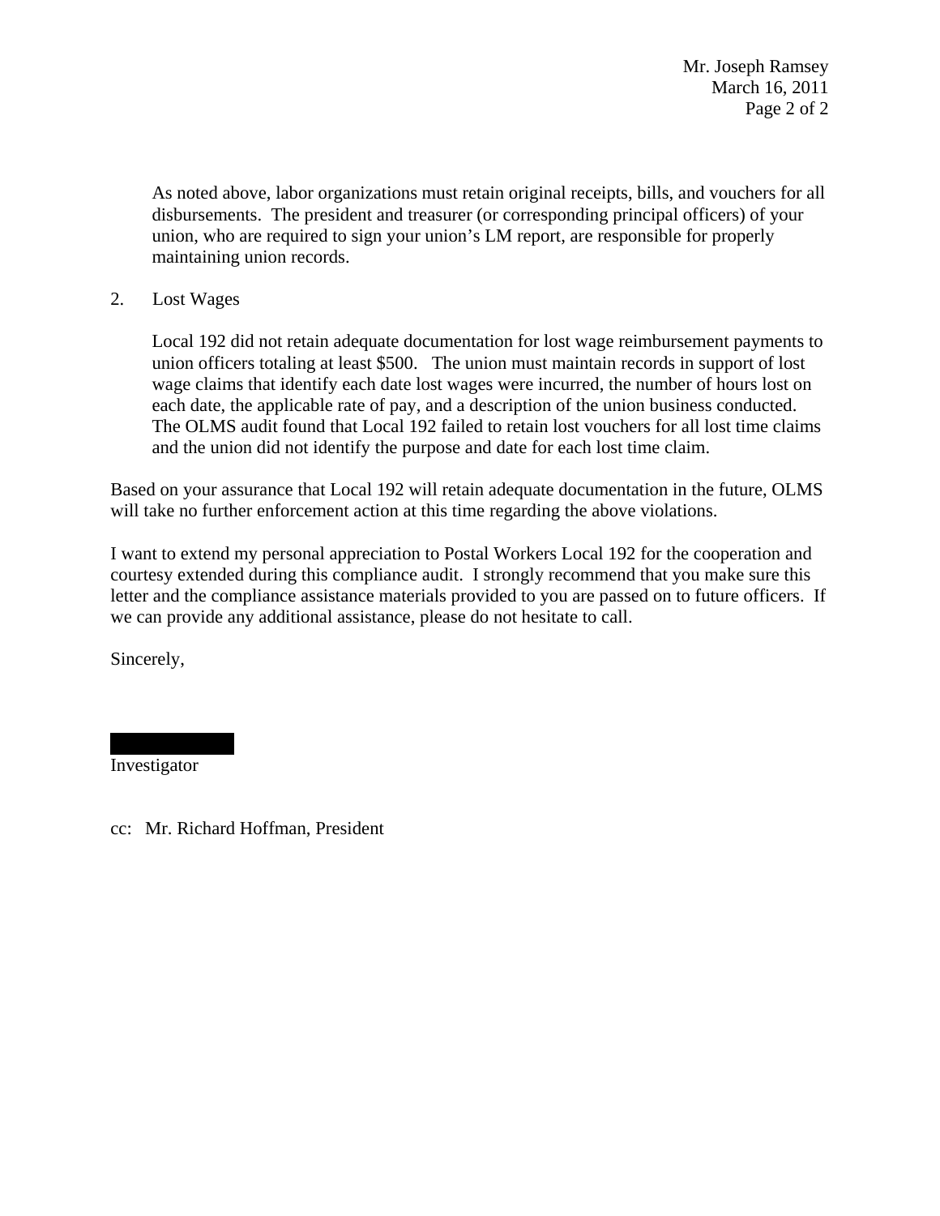As noted above, labor organizations must retain original receipts, bills, and vouchers for all disbursements. The president and treasurer (or corresponding principal officers) of your union, who are required to sign your union's LM report, are responsible for properly maintaining union records.

2. Lost Wages

   Local 192 did not retain adequate documentation for lost wage reimbursement payments to union officers totaling at least $500. The union must maintain records in support of lost wage claims that identify each date lost wages were incurred, the number of hours lost on each date, the applicable rate of pay, and a description of the union business conducted. The OLMS audit found that Local 192 failed to retain lost vouchers for all lost time claims and the union did not identify the purpose and date for each lost time claim.

Based on your assurance that Local 192 will retain adequate documentation in the future, OLMS will take no further enforcement action at this time regarding the above violations.

I want to extend my personal appreciation to Postal Workers Local 192 for the cooperation and courtesy extended during this compliance audit. I strongly recommend that you make sure this letter and the compliance assistance materials provided to you are passed on to future officers. If we can provide any additional assistance, please do not hesitate to call.

Sincerely,

Investigator

cc: Mr. Richard Hoffman, President